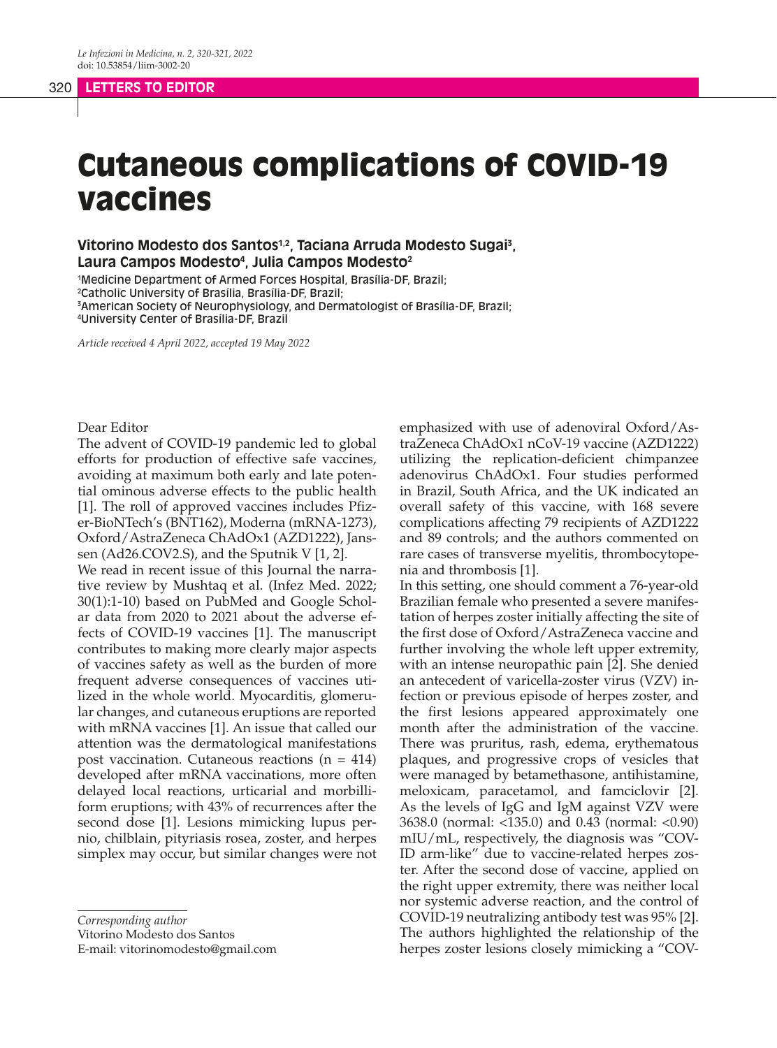LETTERS TO EDITOR

# Cutaneous complications of COVID-19 vaccines

**Vitorino Modesto dos Santos[1,2], Taciana Arruda Modesto Sugai[3], Laura Campos Modesto[4], Julia Campos Modesto[2]**

[1]Medicine Department of Armed Forces Hospital, Brasília-DF, Brazil;
[2]Catholic University of Brasília, Brasília-DF, Brazil;
[3]American Society of Neurophysiology, and Dermatologist of Brasília-DF, Brazil;
[4]University Center of Brasília-DF, Brazil

*Article received 4 April 2022, accepted 19 May 2022*

Dear Editor

The advent of COVID-19 pandemic led to global efforts for production of effective safe vaccines, avoiding at maximum both early and late potential ominous adverse effects to the public health [1]. The roll of approved vaccines includes Pfizer-BioNTech's (BNT162), Moderna (mRNA-1273), Oxford/AstraZeneca ChAdOx1 (AZD1222), Janssen (Ad26.COV2.S), and the Sputnik V [1, 2].

We read in recent issue of this Journal the narrative review by Mushtaq et al. (Infez Med. 2022; 30(1):1-10) based on PubMed and Google Scholar data from 2020 to 2021 about the adverse effects of COVID-19 vaccines [1]. The manuscript contributes to making more clearly major aspects of vaccines safety as well as the burden of more frequent adverse consequences of vaccines utilized in the whole world. Myocarditis, glomerular changes, and cutaneous eruptions are reported with mRNA vaccines [1]. An issue that called our attention was the dermatological manifestations post vaccination. Cutaneous reactions (n = 414) developed after mRNA vaccinations, more often delayed local reactions, urticarial and morbilliform eruptions; with 43% of recurrences after the second dose [1]. Lesions mimicking lupus pernio, chilblain, pityriasis rosea, zoster, and herpes simplex may occur, but similar changes were not emphasized with use of adenoviral Oxford/AstraZeneca ChAdOx1 nCoV-19 vaccine (AZD1222) utilizing the replication-deficient chimpanzee adenovirus ChAdOx1. Four studies performed in Brazil, South Africa, and the UK indicated an overall safety of this vaccine, with 168 severe complications affecting 79 recipients of AZD1222 and 89 controls; and the authors commented on rare cases of transverse myelitis, thrombocytopenia and thrombosis [1].

In this setting, one should comment a 76-year-old Brazilian female who presented a severe manifestation of herpes zoster initially affecting the site of the first dose of Oxford/AstraZeneca vaccine and further involving the whole left upper extremity, with an intense neuropathic pain [2]. She denied an antecedent of varicella-zoster virus (VZV) infection or previous episode of herpes zoster, and the first lesions appeared approximately one month after the administration of the vaccine. There was pruritus, rash, edema, erythematous plaques, and progressive crops of vesicles that were managed by betamethasone, antihistamine, meloxicam, paracetamol, and famciclovir [2]. As the levels of IgG and IgM against VZV were 3638.0 (normal: <135.0) and 0.43 (normal: <0.90) mIU/mL, respectively, the diagnosis was "COVID arm-like" due to vaccine-related herpes zoster. After the second dose of vaccine, applied on the right upper extremity, there was neither local nor systemic adverse reaction, and the control of COVID-19 neutralizing antibody test was 95% [2]. The authors highlighted the relationship of the herpes zoster lesions closely mimicking a "COV-

*Corresponding author*
Vitorino Modesto dos Santos
E-mail: vitorinomodesto@gmail.com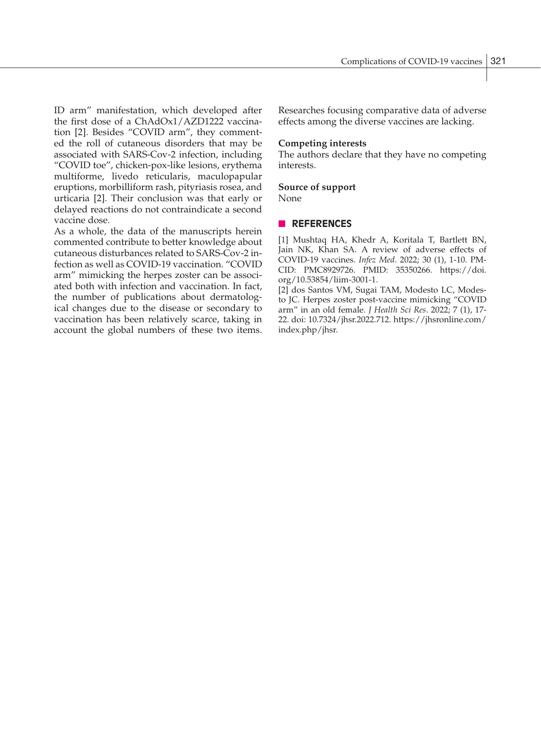ID arm" manifestation, which developed after the first dose of a ChAdOx1/AZD1222 vaccination [2]. Besides "COVID arm", they commented the roll of cutaneous disorders that may be associated with SARS-Cov-2 infection, including "COVID toe", chicken-pox-like lesions, erythema multiforme, livedo reticularis, maculopapular eruptions, morbilliform rash, pityriasis rosea, and urticaria [2]. Their conclusion was that early or delayed reactions do not contraindicate a second vaccine dose.

As a whole, the data of the manuscripts herein commented contribute to better knowledge about cutaneous disturbances related to SARS-Cov-2 infection as well as COVID-19 vaccination. "COVID arm" mimicking the herpes zoster can be associated both with infection and vaccination. In fact, the number of publications about dermatological changes due to the disease or secondary to vaccination has been relatively scarce, taking in account the global numbers of these two items. Researches focusing comparative data of adverse effects among the diverse vaccines are lacking.

**Competing interests**
The authors declare that they have no competing interests.

**Source of support**
None

## REFERENCES

[1] Mushtaq HA, Khedr A, Koritala T, Bartlett BN, Jain NK, Khan SA. A review of adverse effects of COVID-19 vaccines. *Infez Med*. 2022; 30 (1), 1-10. PMCID: PMC8929726. PMID: 35350266. https://doi.org/10.53854/liim-3001-1.

[2] dos Santos VM, Sugai TAM, Modesto LC, Modesto JC. Herpes zoster post-vaccine mimicking "COVID arm" in an old female. *J Health Sci Res*. 2022; 7 (1), 17-22. doi: 10.7324/jhsr.2022.712. https://jhsronline.com/index.php/jhsr.